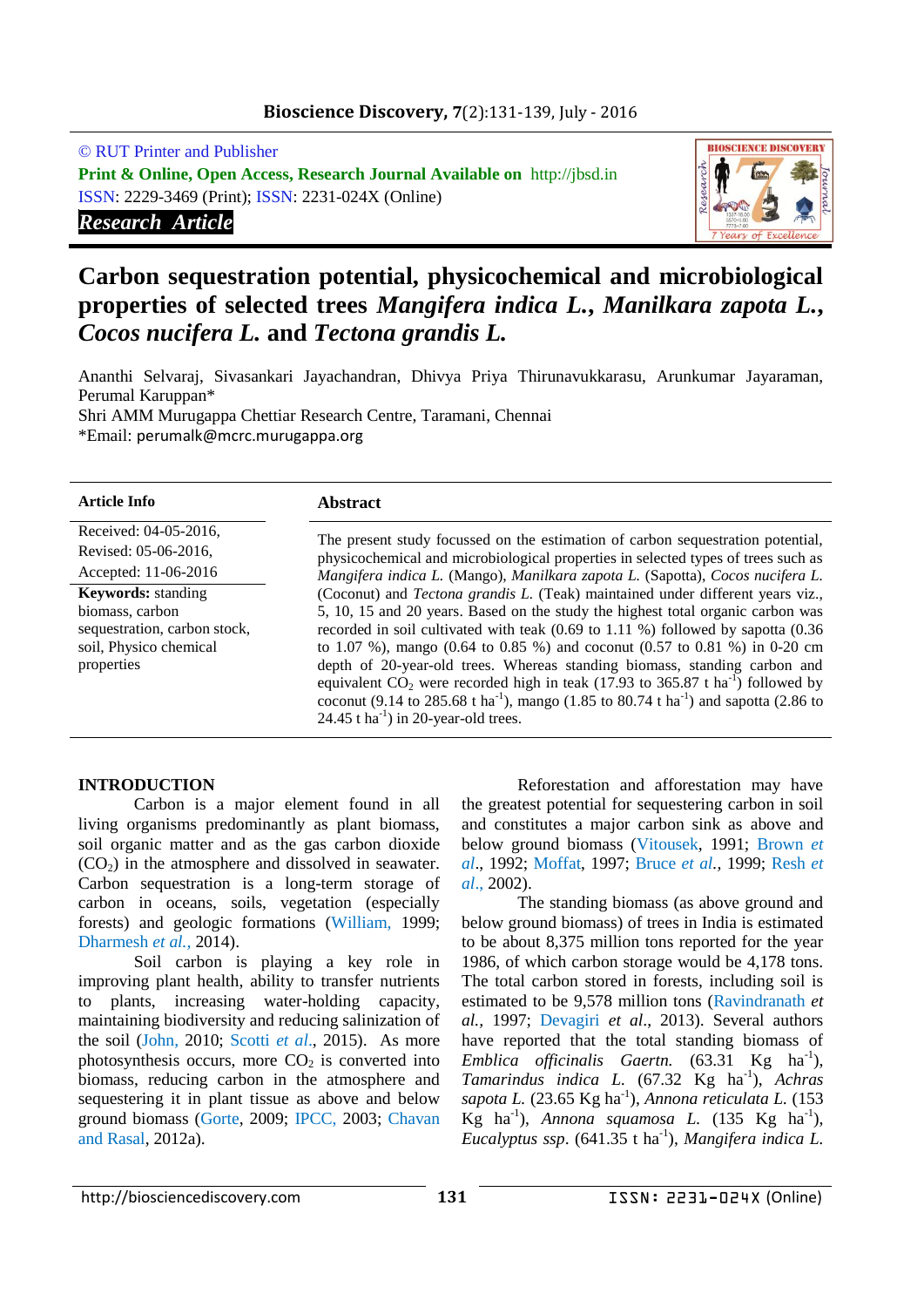© RUT Printer and Publisher

**Print & Online, Open Access, Research Journal Available on** http://jbsd.in

ISSN: 2229-3469 (Print); ISSN: 2231-024X (Online)

***Research Article***

# Carbon sequestration potential, physicochemical and microbiological properties of selected trees *Mangifera indica L.*, *Manilkara zapota L.*, *Cocos nucifera L.* and *Tectona grandis L.*

Ananthi Selvaraj, Sivasankari Jayachandran, Dhivya Priya Thirunavukkarasu, Arunkumar Jayaraman, Perumal Karuppan*

Shri AMM Murugappa Chettiar Research Centre, Taramani, Chennai

*Email: perumalk@mcrc.murugappa.org

**Article Info**

Received: 04-05-2016,
Revised: 05-06-2016,
Accepted: 11-06-2016

**Keywords:** standing biomass, carbon sequestration, carbon stock, soil, Physico chemical properties

**Abstract**

The present study focussed on the estimation of carbon sequestration potential, physicochemical and microbiological properties in selected types of trees such as *Mangifera indica L.* (Mango), *Manilkara zapota L.* (Sapotta), *Cocos nucifera L.* (Coconut) and *Tectona grandis L.* (Teak) maintained under different years viz., 5, 10, 15 and 20 years. Based on the study the highest total organic carbon was recorded in soil cultivated with teak (0.69 to 1.11 %) followed by sapotta (0.36 to 1.07 %), mango (0.64 to 0.85 %) and coconut (0.57 to 0.81 %) in 0-20 cm depth of 20-year-old trees. Whereas standing biomass, standing carbon and equivalent $CO_2$ were recorded high in teak (17.93 to 365.87 t ha$^{-1}$) followed by coconut (9.14 to 285.68 t ha$^{-1}$), mango (1.85 to 80.74 t ha$^{-1}$) and sapotta (2.86 to 24.45 t ha$^{-1}$) in 20-year-old trees.

## INTRODUCTION

Carbon is a major element found in all living organisms predominantly as plant biomass, soil organic matter and as the gas carbon dioxide ($CO_2$) in the atmosphere and dissolved in seawater. Carbon sequestration is a long-term storage of carbon in oceans, soils, vegetation (especially forests) and geologic formations (William, 1999; Dharmesh *et al.,* 2014).

Soil carbon is playing a key role in improving plant health, ability to transfer nutrients to plants, increasing water-holding capacity, maintaining biodiversity and reducing salinization of the soil (John, 2010; Scotti *et al*., 2015). As more photosynthesis occurs, more $CO_2$ is converted into biomass, reducing carbon in the atmosphere and sequestering it in plant tissue as above and below ground biomass (Gorte, 2009; IPCC, 2003; Chavan and Rasal, 2012a).

Reforestation and afforestation may have the greatest potential for sequestering carbon in soil and constitutes a major carbon sink as above and below ground biomass (Vitousek, 1991; Brown *et al*., 1992; Moffat, 1997; Bruce *et al.*, 1999; Resh *et al.,* 2002).

The standing biomass (as above ground and below ground biomass) of trees in India is estimated to be about 8,375 million tons reported for the year 1986, of which carbon storage would be 4,178 tons. The total carbon stored in forests, including soil is estimated to be 9,578 million tons (Ravindranath *et al.*, 1997; Devagiri *et al*., 2013). Several authors have reported that the total standing biomass of *Emblica officinalis Gaertn.* (63.31 Kg ha$^{-1}$), *Tamarindus indica L.* (67.32 Kg ha$^{-1}$), *Achras sapota L.* (23.65 Kg ha$^{-1}$), *Annona reticulata L.* (153 Kg ha$^{-1}$), *Annona squamosa L.* (135 Kg ha$^{-1}$), *Eucalyptus ssp*. (641.35 t ha$^{-1}$), *Mangifera indica L.*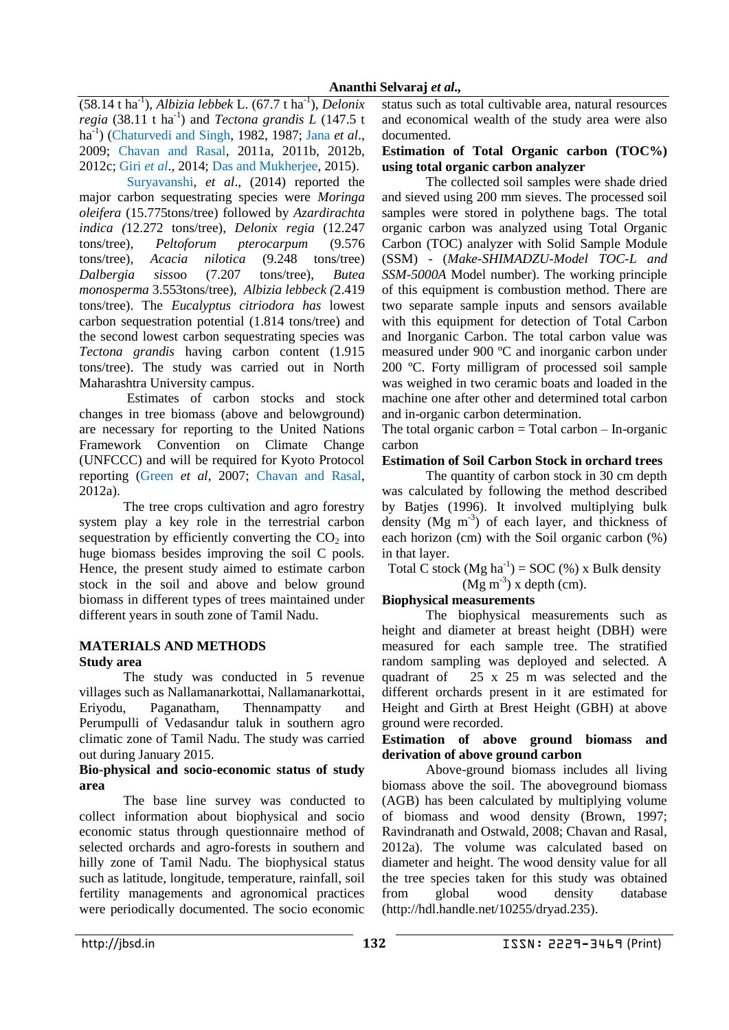(58.14 t ha$^{-1}$), *Albizia lebbek* L. (67.7 t ha$^{-1}$), *Delonix regia* (38.11 t ha$^{-1}$) and *Tectona grandis L* (147.5 t ha$^{-1}$) (Chaturvedi and Singh, 1982, 1987; Jana *et al*., 2009; Chavan and Rasal, 2011a, 2011b, 2012b, 2012c; Giri *et al*., 2014; Das and Mukherjee, 2015).

Suryavanshi, *et al*., (2014) reported the major carbon sequestrating species were *Moringa oleifera* (15.775tons/tree) followed by *Azardirachta indica (*12.272 tons/tree), *Delonix regia* (12.247 tons/tree), *Peltoforum pterocarpum* (9.576 tons/tree), *Acacia nilotica* (9.248 tons/tree) *Dalbergia sissoo* (7.207 tons/tree), *Butea monosperma* 3.553tons/tree), *Albizia lebbeck (*2.419 tons/tree). The *Eucalyptus citriodora has* lowest carbon sequestration potential (1.814 tons/tree) and the second lowest carbon sequestrating species was *Tectona grandis* having carbon content (1.915 tons/tree). The study was carried out in North Maharashtra University campus.

Estimates of carbon stocks and stock changes in tree biomass (above and belowground) are necessary for reporting to the United Nations Framework Convention on Climate Change (UNFCCC) and will be required for Kyoto Protocol reporting (Green *et al*, 2007; Chavan and Rasal, 2012a).

The tree crops cultivation and agro forestry system play a key role in the terrestrial carbon sequestration by efficiently converting the $CO_2$ into huge biomass besides improving the soil C pools. Hence, the present study aimed to estimate carbon stock in the soil and above and below ground biomass in different types of trees maintained under different years in south zone of Tamil Nadu.

## MATERIALS AND METHODS

### Study area

The study was conducted in 5 revenue villages such as Nallamanarkottai, Nallamanarkottai, Eriyodu, Paganatham, Thennampatty and Perumpulli of Vedasandur taluk in southern agro climatic zone of Tamil Nadu. The study was carried out during January 2015.

### Bio-physical and socio-economic status of study area

The base line survey was conducted to collect information about biophysical and socio economic status through questionnaire method of selected orchards and agro-forests in southern and hilly zone of Tamil Nadu. The biophysical status such as latitude, longitude, temperature, rainfall, soil fertility managements and agronomical practices were periodically documented. The socio economic status such as total cultivable area, natural resources and economical wealth of the study area were also documented.

### Estimation of Total Organic carbon (TOC%) using total organic carbon analyzer

The collected soil samples were shade dried and sieved using 200 mm sieves. The processed soil samples were stored in polythene bags. The total organic carbon was analyzed using Total Organic Carbon (TOC) analyzer with Solid Sample Module (SSM) - (*Make-SHIMADZU-Model TOC-L and SSM-5000A* Model number). The working principle of this equipment is combustion method. There are two separate sample inputs and sensors available with this equipment for detection of Total Carbon and Inorganic Carbon. The total carbon value was measured under 900 ºC and inorganic carbon under 200 ºC. Forty milligram of processed soil sample was weighed in two ceramic boats and loaded in the machine one after other and determined total carbon and in-organic carbon determination.

The total organic carbon = Total carbon – In-organic carbon

### Estimation of Soil Carbon Stock in orchard trees

The quantity of carbon stock in 30 cm depth was calculated by following the method described by Batjes (1996). It involved multiplying bulk density (Mg m$^{-3}$) of each layer, and thickness of each horizon (cm) with the Soil organic carbon (%) in that layer.

$$\text{Total C stock (Mg ha}^{-1}\text{)} = \text{SOC (\%)} \times \text{Bulk density (Mg m}^{-3}\text{)} \times \text{depth (cm)}.$$

### Biophysical measurements

The biophysical measurements such as height and diameter at breast height (DBH) were measured for each sample tree. The stratified random sampling was deployed and selected. A quadrant of 25 x 25 m was selected and the different orchards present in it are estimated for Height and Girth at Brest Height (GBH) at above ground were recorded.

### Estimation of above ground biomass and derivation of above ground carbon

Above-ground biomass includes all living biomass above the soil. The aboveground biomass (AGB) has been calculated by multiplying volume of biomass and wood density (Brown, 1997; Ravindranath and Ostwald, 2008; Chavan and Rasal, 2012a). The volume was calculated based on diameter and height. The wood density value for all the tree species taken for this study was obtained from global wood density database (http://hdl.handle.net/10255/dryad.235).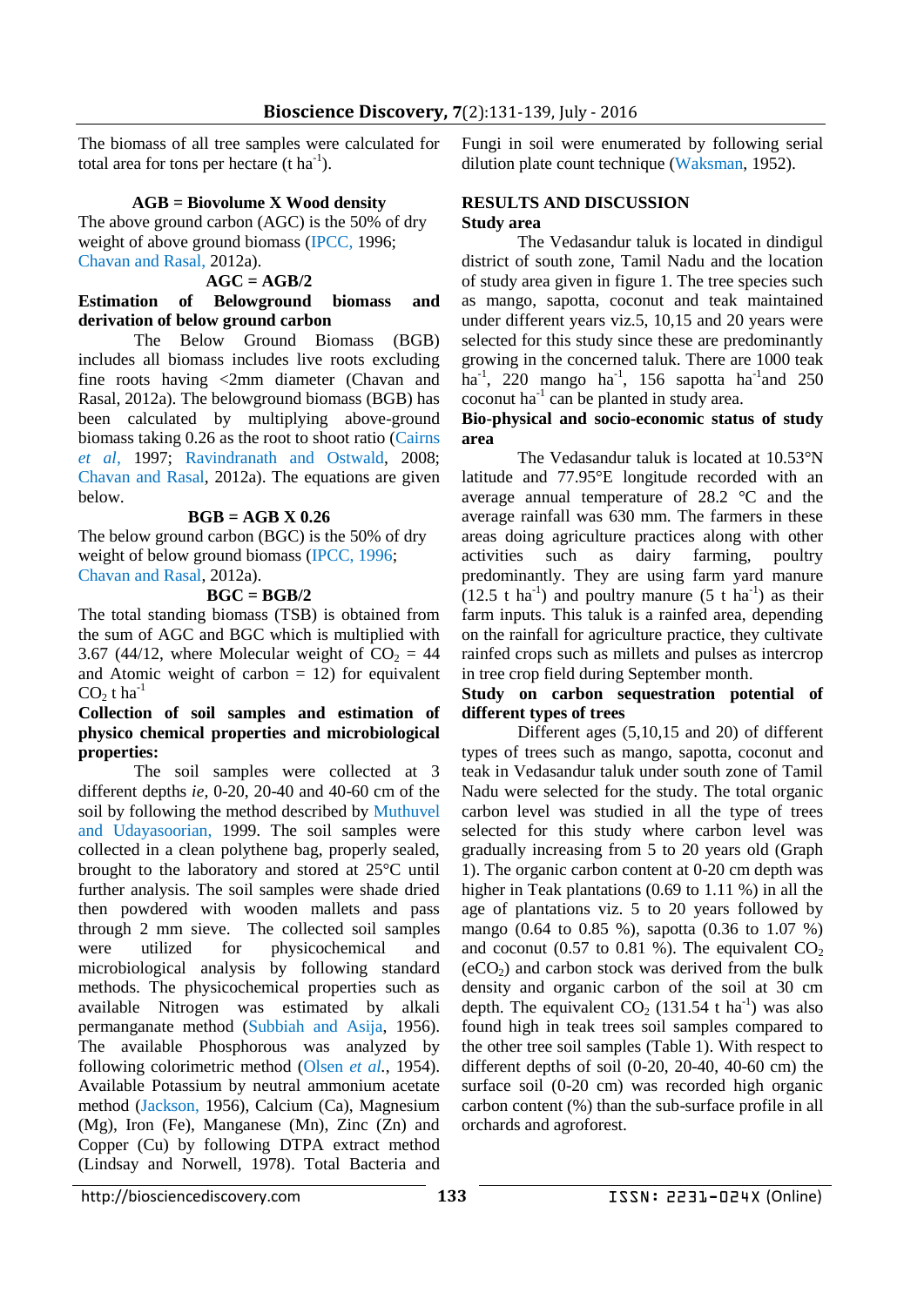The biomass of all tree samples were calculated for total area for tons per hectare (t $ha^{-1}$).

**AGB = Biovolume X Wood density**

The above ground carbon (AGC) is the 50% of dry weight of above ground biomass (IPCC, 1996; Chavan and Rasal, 2012a).

**AGC = AGB/2**

**Estimation of Belowground biomass and derivation of below ground carbon**

The Below Ground Biomass (BGB) includes all biomass includes live roots excluding fine roots having <2mm diameter (Chavan and Rasal, 2012a). The belowground biomass (BGB) has been calculated by multiplying above-ground biomass taking 0.26 as the root to shoot ratio (Cairns *et al*, 1997; Ravindranath and Ostwald, 2008; Chavan and Rasal, 2012a). The equations are given below.

**BGB = AGB X 0.26**

The below ground carbon (BGC) is the 50% of dry weight of below ground biomass (IPCC, 1996; Chavan and Rasal, 2012a).

**BGC = BGB/2**

The total standing biomass (TSB) is obtained from the sum of AGC and BGC which is multiplied with 3.67 (44/12, where Molecular weight of $CO_2$ = 44 and Atomic weight of carbon = 12) for equivalent $CO_2$ t $ha^{-1}$

**Collection of soil samples and estimation of physico chemical properties and microbiological properties:**

The soil samples were collected at 3 different depths *ie,* 0-20, 20-40 and 40-60 cm of the soil by following the method described by Muthuvel and Udayasoorian, 1999. The soil samples were collected in a clean polythene bag, properly sealed, brought to the laboratory and stored at 25°C until further analysis. The soil samples were shade dried then powdered with wooden mallets and pass through 2 mm sieve. The collected soil samples were utilized for physicochemical and microbiological analysis by following standard methods. The physicochemical properties such as available Nitrogen was estimated by alkali permanganate method (Subbiah and Asija, 1956). The available Phosphorous was analyzed by following colorimetric method (Olsen *et al.*, 1954). Available Potassium by neutral ammonium acetate method (Jackson, 1956), Calcium (Ca), Magnesium (Mg), Iron (Fe), Manganese (Mn), Zinc (Zn) and Copper (Cu) by following DTPA extract method (Lindsay and Norwell, 1978). Total Bacteria and Fungi in soil were enumerated by following serial dilution plate count technique (Waksman, 1952).

## RESULTS AND DISCUSSION

**Study area**

The Vedasandur taluk is located in dindigul district of south zone, Tamil Nadu and the location of study area given in figure 1. The tree species such as mango, sapotta, coconut and teak maintained under different years viz.5, 10,15 and 20 years were selected for this study since these are predominantly growing in the concerned taluk. There are 1000 teak $ha^{-1}$, 220 mango $ha^{-1}$, 156 sapotta $ha^{-1}$and 250 coconut $ha^{-1}$ can be planted in study area.

**Bio-physical and socio-economic status of study area**

The Vedasandur taluk is located at 10.53°N latitude and 77.95°E longitude recorded with an average annual temperature of 28.2 °C and the average rainfall was 630 mm. The farmers in these areas doing agriculture practices along with other activities such as dairy farming, poultry predominantly. They are using farm yard manure (12.5 t $ha^{-1}$) and poultry manure (5 t $ha^{-1}$) as their farm inputs. This taluk is a rainfed area, depending on the rainfall for agriculture practice, they cultivate rainfed crops such as millets and pulses as intercrop in tree crop field during September month.

**Study on carbon sequestration potential of different types of trees**

Different ages (5,10,15 and 20) of different types of trees such as mango, sapotta, coconut and teak in Vedasandur taluk under south zone of Tamil Nadu were selected for the study. The total organic carbon level was studied in all the type of trees selected for this study where carbon level was gradually increasing from 5 to 20 years old (Graph 1). The organic carbon content at 0-20 cm depth was higher in Teak plantations (0.69 to 1.11 %) in all the age of plantations viz. 5 to 20 years followed by mango (0.64 to 0.85 %), sapotta (0.36 to 1.07 %) and coconut (0.57 to 0.81 %). The equivalent $CO_2$ ($eCO_2$) and carbon stock was derived from the bulk density and organic carbon of the soil at 30 cm depth. The equivalent $CO_2$ (131.54 t $ha^{-1}$) was also found high in teak trees soil samples compared to the other tree soil samples (Table 1). With respect to different depths of soil (0-20, 20-40, 40-60 cm) the surface soil (0-20 cm) was recorded high organic carbon content (%) than the sub-surface profile in all orchards and agroforest.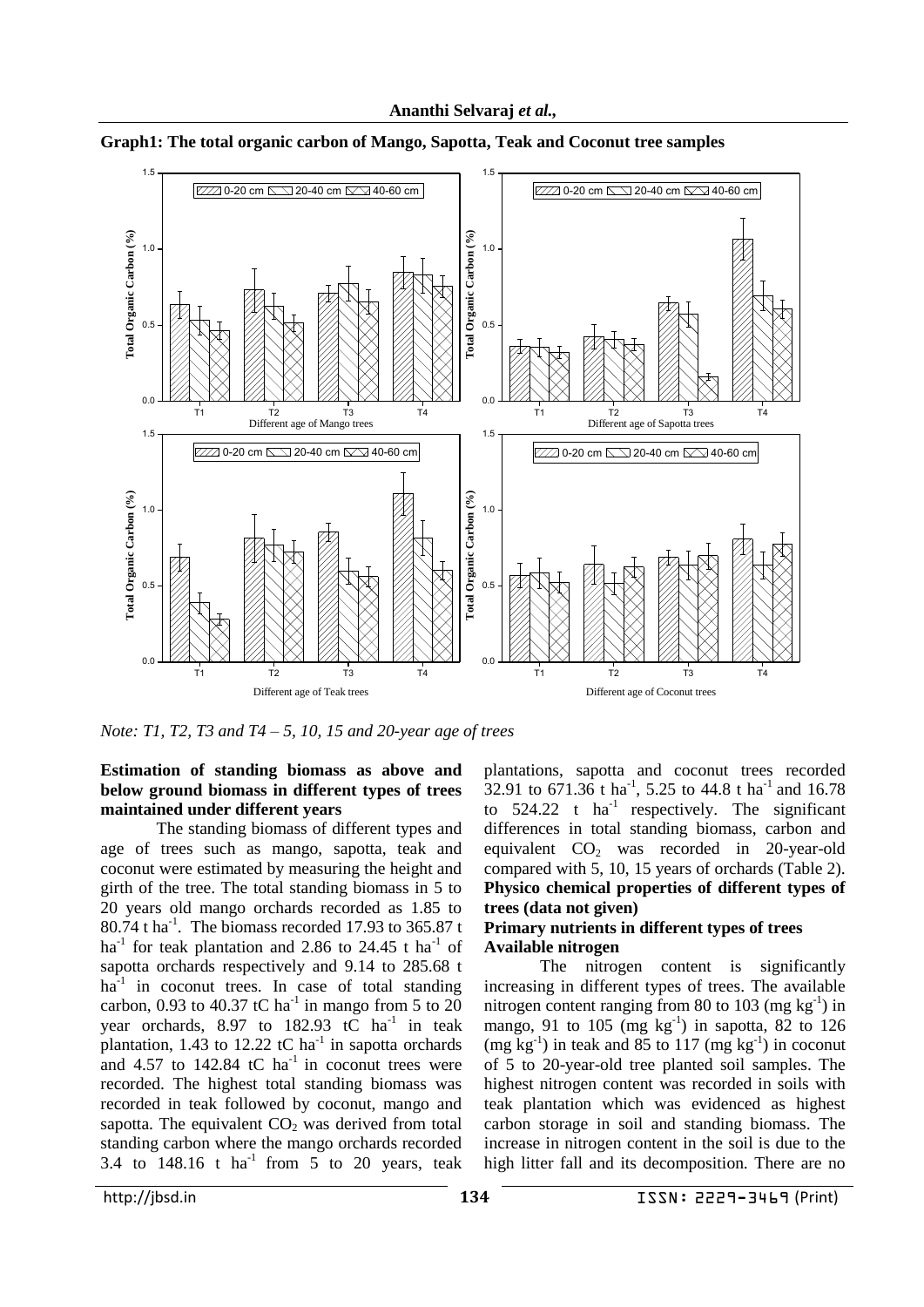**Graph1: The total organic carbon of Mango, Sapotta, Teak and Coconut tree samples**

*Note: T1, T2, T3 and T4 – 5, 10, 15 and 20-year age of trees*

**Estimation of standing biomass as above and below ground biomass in different types of trees maintained under different years**

The standing biomass of different types and age of trees such as mango, sapotta, teak and coconut were estimated by measuring the height and girth of the tree. The total standing biomass in 5 to 20 years old mango orchards recorded as 1.85 to 80.74 t $ha^{-1}$. The biomass recorded 17.93 to 365.87 t $ha^{-1}$ for teak plantation and 2.86 to 24.45 t $ha^{-1}$ of sapotta orchards respectively and 9.14 to 285.68 t $ha^{-1}$ in coconut trees. In case of total standing carbon, 0.93 to 40.37 tC $ha^{-1}$ in mango from 5 to 20 year orchards, 8.97 to 182.93 tC $ha^{-1}$ in teak plantation, 1.43 to 12.22 tC $ha^{-1}$ in sapotta orchards and 4.57 to 142.84 tC $ha^{-1}$ in coconut trees were recorded. The highest total standing biomass was recorded in teak followed by coconut, mango and sapotta. The equivalent $CO_2$ was derived from total standing carbon where the mango orchards recorded 3.4 to 148.16 t $ha^{-1}$ from 5 to 20 years, teak plantations, sapotta and coconut trees recorded 32.91 to 671.36 t $ha^{-1}$, 5.25 to 44.8 t $ha^{-1}$ and 16.78 to 524.22 t $ha^{-1}$ respectively. The significant differences in total standing biomass, carbon and equivalent $CO_2$ was recorded in 20-year-old compared with 5, 10, 15 years of orchards (Table 2).

**Physico chemical properties of different types of trees (data not given)**

**Primary nutrients in different types of trees**

**Available nitrogen**

The nitrogen content is significantly increasing in different types of trees. The available nitrogen content ranging from 80 to 103 (mg $kg^{-1}$) in mango, 91 to 105 (mg $kg^{-1}$) in sapotta, 82 to 126 (mg $kg^{-1}$) in teak and 85 to 117 (mg $kg^{-1}$) in coconut of 5 to 20-year-old tree planted soil samples. The highest nitrogen content was recorded in soils with teak plantation which was evidenced as highest carbon storage in soil and standing biomass. The increase in nitrogen content in the soil is due to the high litter fall and its decomposition. There are no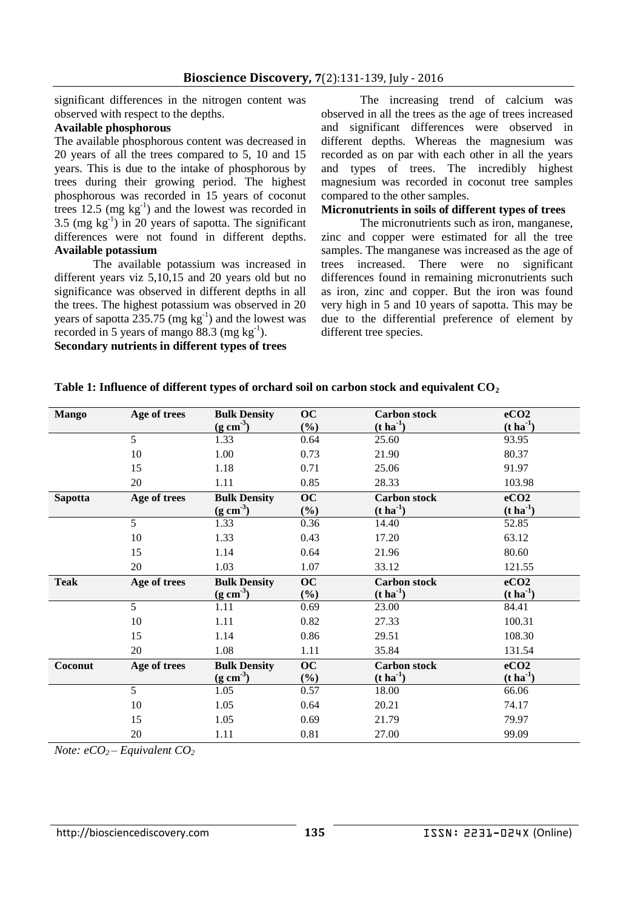significant differences in the nitrogen content was observed with respect to the depths.

**Available phosphorous**

The available phosphorous content was decreased in 20 years of all the trees compared to 5, 10 and 15 years. This is due to the intake of phosphorous by trees during their growing period. The highest phosphorous was recorded in 15 years of coconut trees 12.5 (mg $kg^{-1}$) and the lowest was recorded in 3.5 (mg $kg^{-1}$) in 20 years of sapotta. The significant differences were not found in different depths.

**Available potassium**

The available potassium was increased in different years viz 5,10,15 and 20 years old but no significance was observed in different depths in all the trees. The highest potassium was observed in 20 years of sapotta 235.75 (mg $kg^{-1}$) and the lowest was recorded in 5 years of mango 88.3 (mg $kg^{-1}$).

**Secondary nutrients in different types of trees**

The increasing trend of calcium was observed in all the trees as the age of trees increased and significant differences were observed in different depths. Whereas the magnesium was recorded as on par with each other in all the years and types of trees. The incredibly highest magnesium was recorded in coconut tree samples compared to the other samples.

**Micronutrients in soils of different types of trees**

The micronutrients such as iron, manganese, zinc and copper were estimated for all the tree samples. The manganese was increased as the age of trees increased. There were no significant differences found in remaining micronutrients such as iron, zinc and copper. But the iron was found very high in 5 and 10 years of sapotta. This may be due to the differential preference of element by different tree species.

**Table 1: Influence of different types of orchard soil on carbon stock and equivalent $CO_2$**

| Mango | Age of trees | Bulk Density ($g\ cm^{-3}$) | OC (%) | Carbon stock ($t\ ha^{-1}$) | eCO2 ($t\ ha^{-1}$) |
|---|---|---|---|---|---|
| | 5 | 1.33 | 0.64 | 25.60 | 93.95 |
| | 10 | 1.00 | 0.73 | 21.90 | 80.37 |
| | 15 | 1.18 | 0.71 | 25.06 | 91.97 |
| | 20 | 1.11 | 0.85 | 28.33 | 103.98 |
| **Sapotta** | **Age of trees** | **Bulk Density ($g\ cm^{-3}$)** | **OC (%)** | **Carbon stock ($t\ ha^{-1}$)** | **eCO2 ($t\ ha^{-1}$)** |
| | 5 | 1.33 | 0.36 | 14.40 | 52.85 |
| | 10 | 1.33 | 0.43 | 17.20 | 63.12 |
| | 15 | 1.14 | 0.64 | 21.96 | 80.60 |
| | 20 | 1.03 | 1.07 | 33.12 | 121.55 |
| **Teak** | **Age of trees** | **Bulk Density ($g\ cm^{-3}$)** | **OC (%)** | **Carbon stock ($t\ ha^{-1}$)** | **eCO2 ($t\ ha^{-1}$)** |
| | 5 | 1.11 | 0.69 | 23.00 | 84.41 |
| | 10 | 1.11 | 0.82 | 27.33 | 100.31 |
| | 15 | 1.14 | 0.86 | 29.51 | 108.30 |
| | 20 | 1.08 | 1.11 | 35.84 | 131.54 |
| **Coconut** | **Age of trees** | **Bulk Density ($g\ cm^{-3}$)** | **OC (%)** | **Carbon stock ($t\ ha^{-1}$)** | **eCO2 ($t\ ha^{-1}$)** |
| | 5 | 1.05 | 0.57 | 18.00 | 66.06 |
| | 10 | 1.05 | 0.64 | 20.21 | 74.17 |
| | 15 | 1.05 | 0.69 | 21.79 | 79.97 |
| | 20 | 1.11 | 0.81 | 27.00 | 99.09 |

*Note: $eCO_2$ – Equivalent $CO_2$*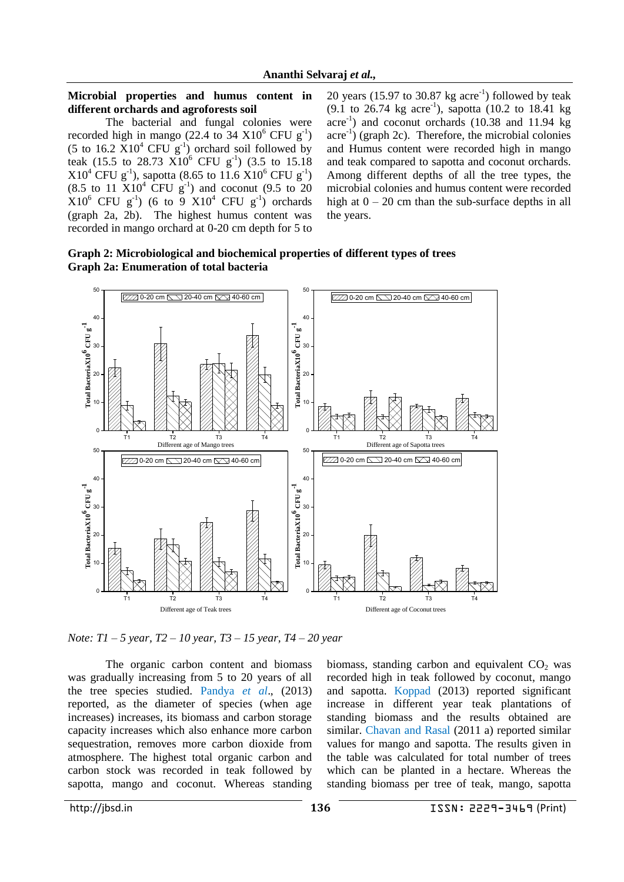**Microbial properties and humus content in different orchards and agroforests soil**

The bacterial and fungal colonies were recorded high in mango (22.4 to 34 X$10^6$ CFU $g^{-1}$) (5 to 16.2 X$10^4$ CFU $g^{-1}$) orchard soil followed by teak (15.5 to 28.73 X$10^6$ CFU $g^{-1}$) (3.5 to 15.18 X$10^4$ CFU $g^{-1}$), sapotta (8.65 to 11.6 X$10^6$ CFU $g^{-1}$) (8.5 to 11 X$10^4$ CFU $g^{-1}$) and coconut (9.5 to 20 X$10^6$ CFU $g^{-1}$) (6 to 9 X$10^4$ CFU $g^{-1}$) orchards (graph 2a, 2b). The highest humus content was recorded in mango orchard at 0-20 cm depth for 5 to 20 years (15.97 to 30.87 kg $acre^{-1}$) followed by teak (9.1 to 26.74 kg $acre^{-1}$), sapotta (10.2 to 18.41 kg $acre^{-1}$) and coconut orchards (10.38 and 11.94 kg $acre^{-1}$) (graph 2c). Therefore, the microbial colonies and Humus content were recorded high in mango and teak compared to sapotta and coconut orchards. Among different depths of all the tree types, the microbial colonies and humus content were recorded high at 0 – 20 cm than the sub-surface depths in all the years.

**Graph 2: Microbiological and biochemical properties of different types of trees**
**Graph 2a: Enumeration of total bacteria**

*Note: T1 – 5 year, T2 – 10 year, T3 – 15 year, T4 – 20 year*

The organic carbon content and biomass was gradually increasing from 5 to 20 years of all the tree species studied. Pandya *et al*., (2013) reported, as the diameter of species (when age increases) increases, its biomass and carbon storage capacity increases which also enhance more carbon sequestration, removes more carbon dioxide from atmosphere. The highest total organic carbon and carbon stock was recorded in teak followed by sapotta, mango and coconut. Whereas standing biomass, standing carbon and equivalent $CO_2$ was recorded high in teak followed by coconut, mango and sapotta. Koppad (2013) reported significant increase in different year teak plantations of standing biomass and the results obtained are similar. Chavan and Rasal (2011 a) reported similar values for mango and sapotta. The results given in the table was calculated for total number of trees which can be planted in a hectare. Whereas the standing biomass per tree of teak, mango, sapotta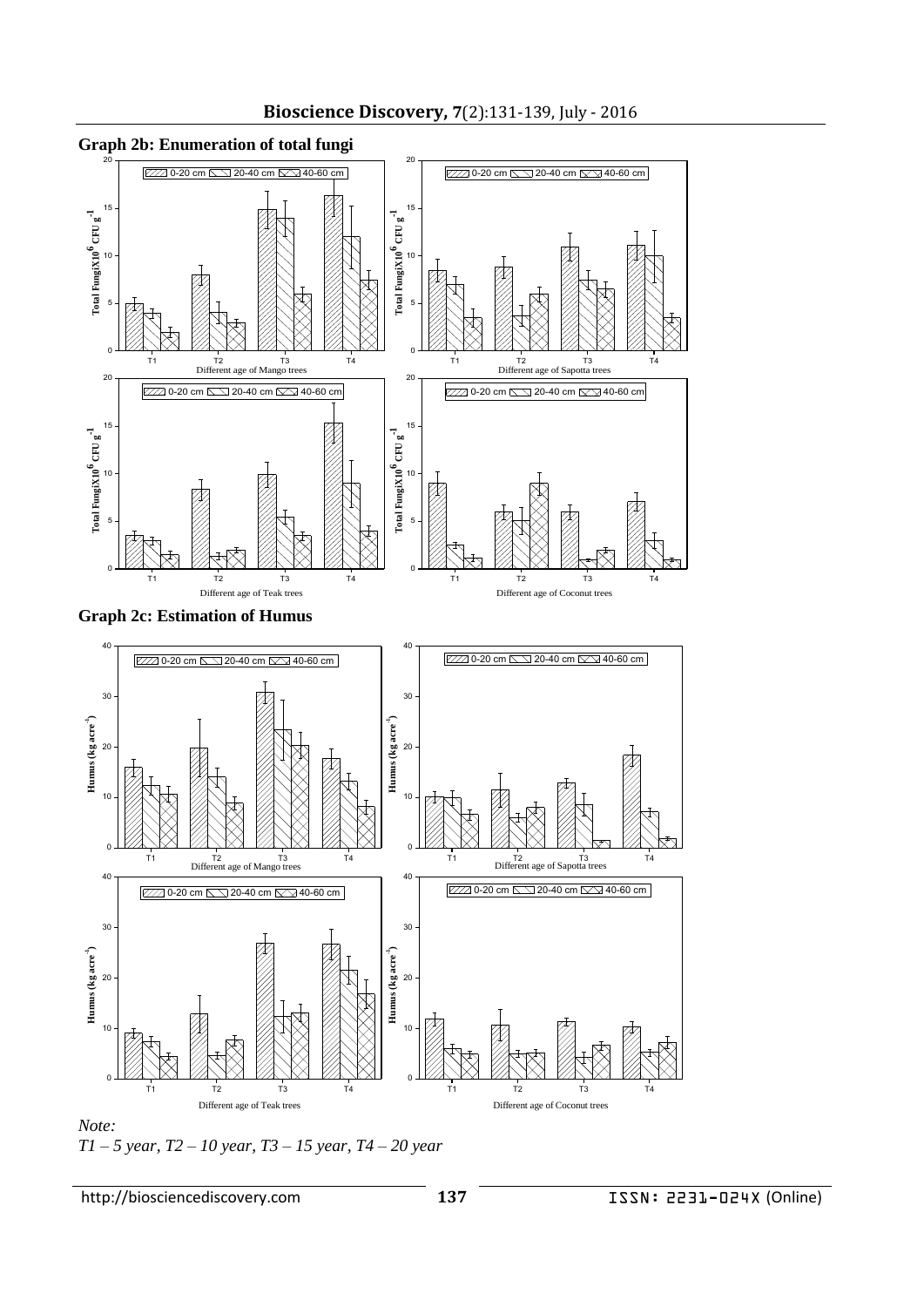**Graph 2b: Enumeration of total fungi**

**Graph 2c: Estimation of Humus**

*Note:*

*T1 – 5 year, T2 – 10 year, T3 – 15 year, T4 – 20 year*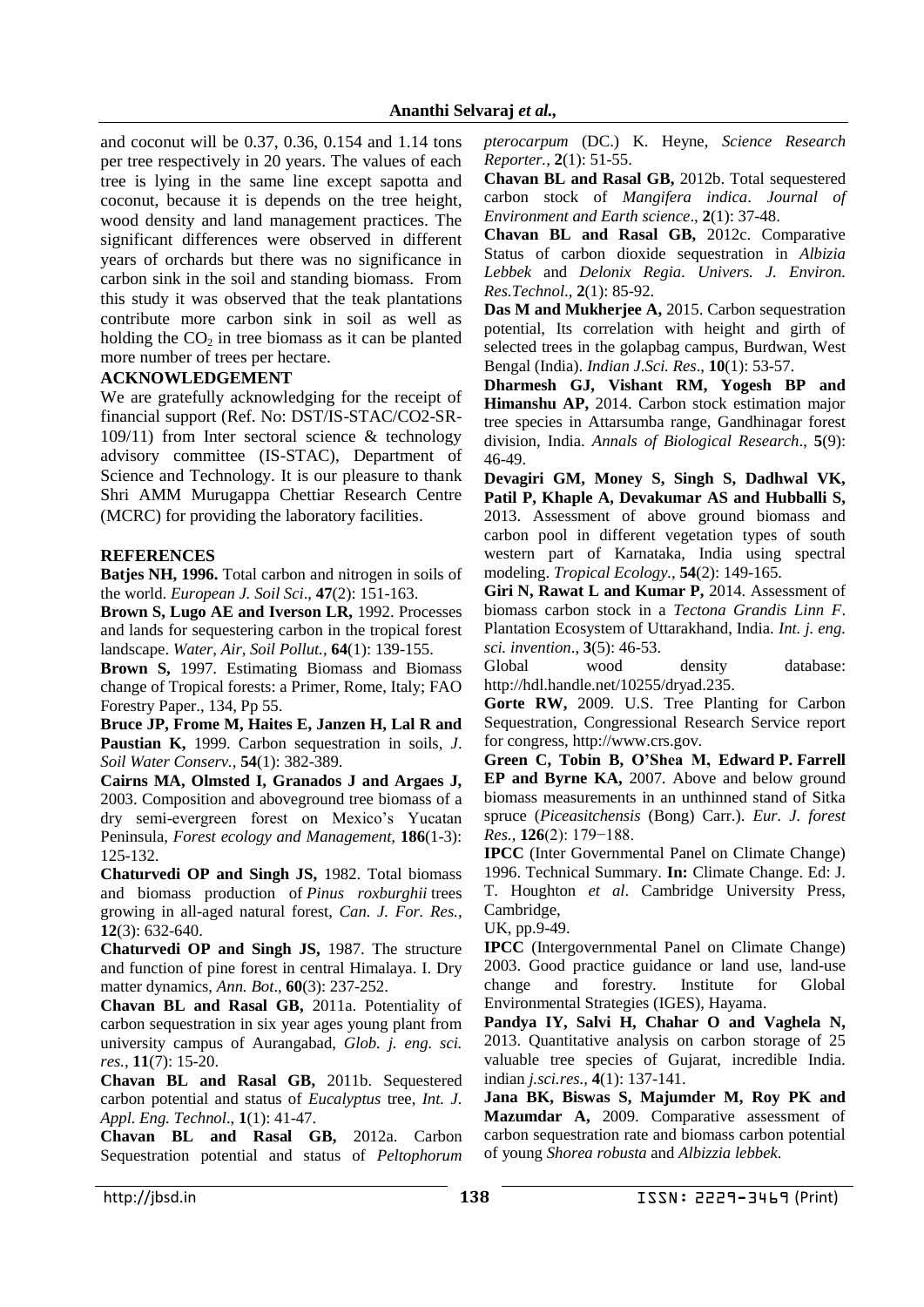and coconut will be 0.37, 0.36, 0.154 and 1.14 tons per tree respectively in 20 years. The values of each tree is lying in the same line except sapotta and coconut, because it is depends on the tree height, wood density and land management practices. The significant differences were observed in different years of orchards but there was no significance in carbon sink in the soil and standing biomass. From this study it was observed that the teak plantations contribute more carbon sink in soil as well as holding the $CO_2$ in tree biomass as it can be planted more number of trees per hectare.

## ACKNOWLEDGEMENT

We are gratefully acknowledging for the receipt of financial support (Ref. No: DST/IS-STAC/CO2-SR-109/11) from Inter sectoral science & technology advisory committee (IS-STAC), Department of Science and Technology. It is our pleasure to thank Shri AMM Murugappa Chettiar Research Centre (MCRC) for providing the laboratory facilities.

## REFERENCES

**Batjes NH, 1996.** Total carbon and nitrogen in soils of the world. *European J. Soil Sci*., **47**(2): 151-163.

**Brown S, Lugo AE and Iverson LR,** 1992. Processes and lands for sequestering carbon in the tropical forest landscape. *Water, Air, Soil Pollut.,* **64**(1): 139-155.

**Brown S,** 1997. Estimating Biomass and Biomass change of Tropical forests: a Primer, Rome, Italy; FAO Forestry Paper., 134, Pp 55.

**Bruce JP, Frome M, Haites E, Janzen H, Lal R and Paustian K,** 1999. Carbon sequestration in soils, *J. Soil Water Conserv.,* **54**(1): 382-389.

**Cairns MA, Olmsted I, Granados J and Argaes J,** 2003. Composition and aboveground tree biomass of a dry semi-evergreen forest on Mexico's Yucatan Peninsula, *Forest ecology and Management*, **186**(1-3): 125-132.

**Chaturvedi OP and Singh JS,** 1982. Total biomass and biomass production of *Pinus roxburghii* trees growing in all-aged natural forest, *Can. J. For. Res.,* **12**(3): 632-640.

**Chaturvedi OP and Singh JS,** 1987. The structure and function of pine forest in central Himalaya. I. Dry matter dynamics, *Ann. Bot*., **60**(3): 237-252.

**Chavan BL and Rasal GB,** 2011a. Potentiality of carbon sequestration in six year ages young plant from university campus of Aurangabad, *Glob. j. eng. sci. res.,* **11**(7): 15-20.

**Chavan BL and Rasal GB,** 2011b. Sequestered carbon potential and status of *Eucalyptus* tree, *Int. J. Appl. Eng. Technol*., **1**(1): 41-47.

**Chavan BL and Rasal GB,** 2012a. Carbon Sequestration potential and status of *Peltophorum pterocarpum* (DC.) K. Heyne, *Science Research Reporter.,* **2**(1): 51-55.

**Chavan BL and Rasal GB,** 2012b. Total sequestered carbon stock of *Mangifera indica*. *Journal of Environment and Earth science*., **2**(1): 37-48.

**Chavan BL and Rasal GB,** 2012c. Comparative Status of carbon dioxide sequestration in *Albizia Lebbek* and *Delonix Regia. Univers. J. Environ. Res.Technol*., **2**(1): 85-92.

**Das M and Mukherjee A,** 2015. Carbon sequestration potential, Its correlation with height and girth of selected trees in the golapbag campus, Burdwan, West Bengal (India). *Indian J.Sci. Res*., **10**(1): 53-57.

**Dharmesh GJ, Vishant RM, Yogesh BP and Himanshu AP,** 2014. Carbon stock estimation major tree species in Attarsumba range, Gandhinagar forest division, India. *Annals of Biological Research*., **5**(9): 46-49.

**Devagiri GM, Money S, Singh S, Dadhwal VK, Patil P, Khaple A, Devakumar AS and Hubballi S,** 2013. Assessment of above ground biomass and carbon pool in different vegetation types of south western part of Karnataka, India using spectral modeling. *Tropical Ecology.,* **54**(2): 149-165.

**Giri N, Rawat L and Kumar P,** 2014. Assessment of biomass carbon stock in a *Tectona Grandis Linn F*. Plantation Ecosystem of Uttarakhand, India. *Int. j. eng. sci. invention*., **3**(5): 46-53.

Global wood density database: http://hdl.handle.net/10255/dryad.235.

**Gorte RW,** 2009. U.S. Tree Planting for Carbon Sequestration, Congressional Research Service report for congress, http://www.crs.gov.

**Green C, Tobin B, O'Shea M, Edward P. Farrell EP and Byrne KA,** 2007. Above and below ground biomass measurements in an unthinned stand of Sitka spruce (*Piceasitchensis* (Bong) Carr.). *Eur. J. forest Res.,* **126**(2): 179−188.

**IPCC** (Inter Governmental Panel on Climate Change) 1996. Technical Summary. **In:** Climate Change. Ed: J. T. Houghton *et al*. Cambridge University Press, Cambridge, UK, pp.9-49.

**IPCC** (Intergovernmental Panel on Climate Change) 2003. Good practice guidance or land use, land-use change and forestry. Institute for Global Environmental Strategies (IGES), Hayama.

**Pandya IY, Salvi H, Chahar O and Vaghela N,** 2013. Quantitative analysis on carbon storage of 25 valuable tree species of Gujarat, incredible India. indian *j.sci.res.,* **4**(1): 137-141.

**Jana BK, Biswas S, Majumder M, Roy PK and Mazumdar A,** 2009. Comparative assessment of carbon sequestration rate and biomass carbon potential of young *Shorea robusta* and *Albizzia lebbek*.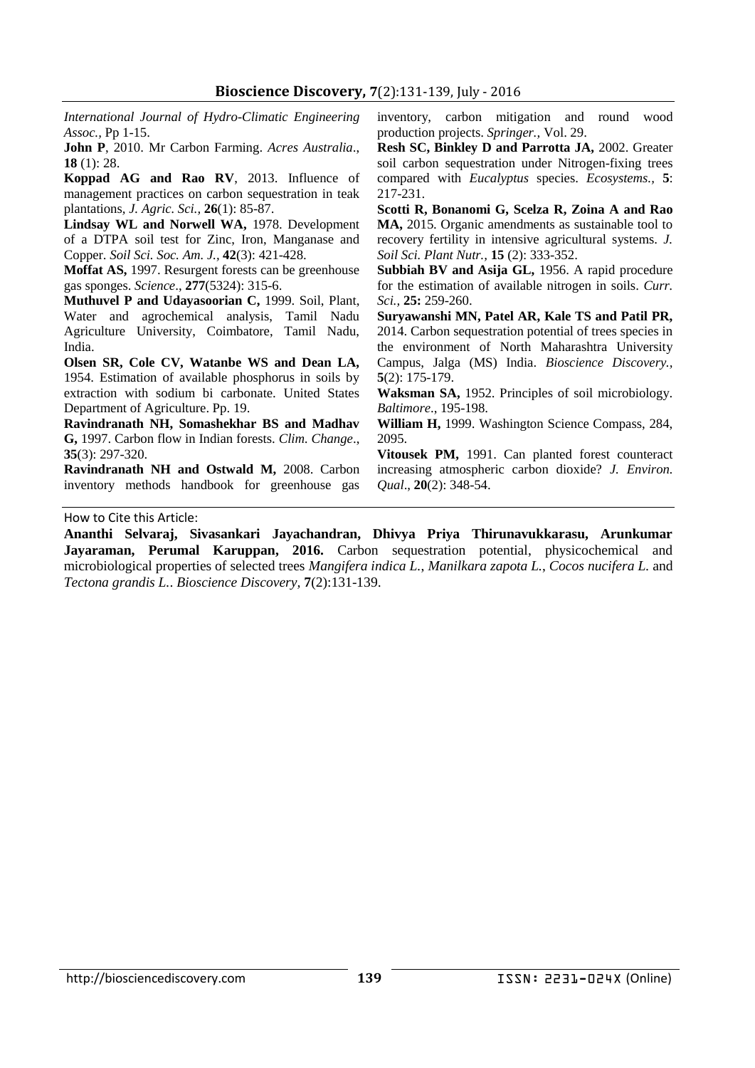*International Journal of Hydro-Climatic Engineering Assoc.*, Pp 1-15.

**John P**, 2010. Mr Carbon Farming. *Acres Australia*., **18** (1): 28.

**Koppad AG and Rao RV**, 2013. Influence of management practices on carbon sequestration in teak plantations, *J. Agric. Sci.*, **26**(1): 85-87.

**Lindsay WL and Norwell WA,** 1978. Development of a DTPA soil test for Zinc, Iron, Manganase and Copper. *Soil Sci. Soc. Am. J.*, **42**(3): 421-428.

**Moffat AS,** 1997. Resurgent forests can be greenhouse gas sponges. *Science*., **277**(5324): 315-6.

**Muthuvel P and Udayasoorian C,** 1999. Soil, Plant, Water and agrochemical analysis, Tamil Nadu Agriculture University, Coimbatore, Tamil Nadu, India.

**Olsen SR, Cole CV, Watanbe WS and Dean LA,** 1954. Estimation of available phosphorus in soils by extraction with sodium bi carbonate. United States Department of Agriculture. Pp. 19.

**Ravindranath NH, Somashekhar BS and Madhav G,** 1997. Carbon flow in Indian forests. *Clim. Change*., **35**(3): 297-320.

**Ravindranath NH and Ostwald M,** 2008. Carbon inventory methods handbook for greenhouse gas inventory, carbon mitigation and round wood production projects. *Springer.*, Vol. 29.

**Resh SC, Binkley D and Parrotta JA,** 2002. Greater soil carbon sequestration under Nitrogen-fixing trees compared with *Eucalyptus* species. *Ecosystems.*, **5**: 217-231.

**Scotti R, Bonanomi G, Scelza R, Zoina A and Rao MA,** 2015. Organic amendments as sustainable tool to recovery fertility in intensive agricultural systems. *J. Soil Sci. Plant Nutr.*, **15** (2): 333-352.

**Subbiah BV and Asija GL,** 1956. A rapid procedure for the estimation of available nitrogen in soils. *Curr. Sci.*, **25:** 259-260.

**Suryawanshi MN, Patel AR, Kale TS and Patil PR,** 2014. Carbon sequestration potential of trees species in the environment of North Maharashtra University Campus, Jalga (MS) India. *Bioscience Discovery.*, **5**(2): 175-179.

**Waksman SA,** 1952. Principles of soil microbiology. *Baltimore*., 195-198.

**William H,** 1999. Washington Science Compass, 284, 2095.

**Vitousek PM,** 1991. Can planted forest counteract increasing atmospheric carbon dioxide? *J. Environ. Qual*., **20**(2): 348-54.

How to Cite this Article:

**Ananthi Selvaraj, Sivasankari Jayachandran, Dhivya Priya Thirunavukkarasu, Arunkumar Jayaraman, Perumal Karuppan, 2016.** Carbon sequestration potential, physicochemical and microbiological properties of selected trees *Mangifera indica L.*, *Manilkara zapota L.*, *Cocos nucifera L.* and *Tectona grandis L.*. *Bioscience Discovery*, **7**(2):131-139.